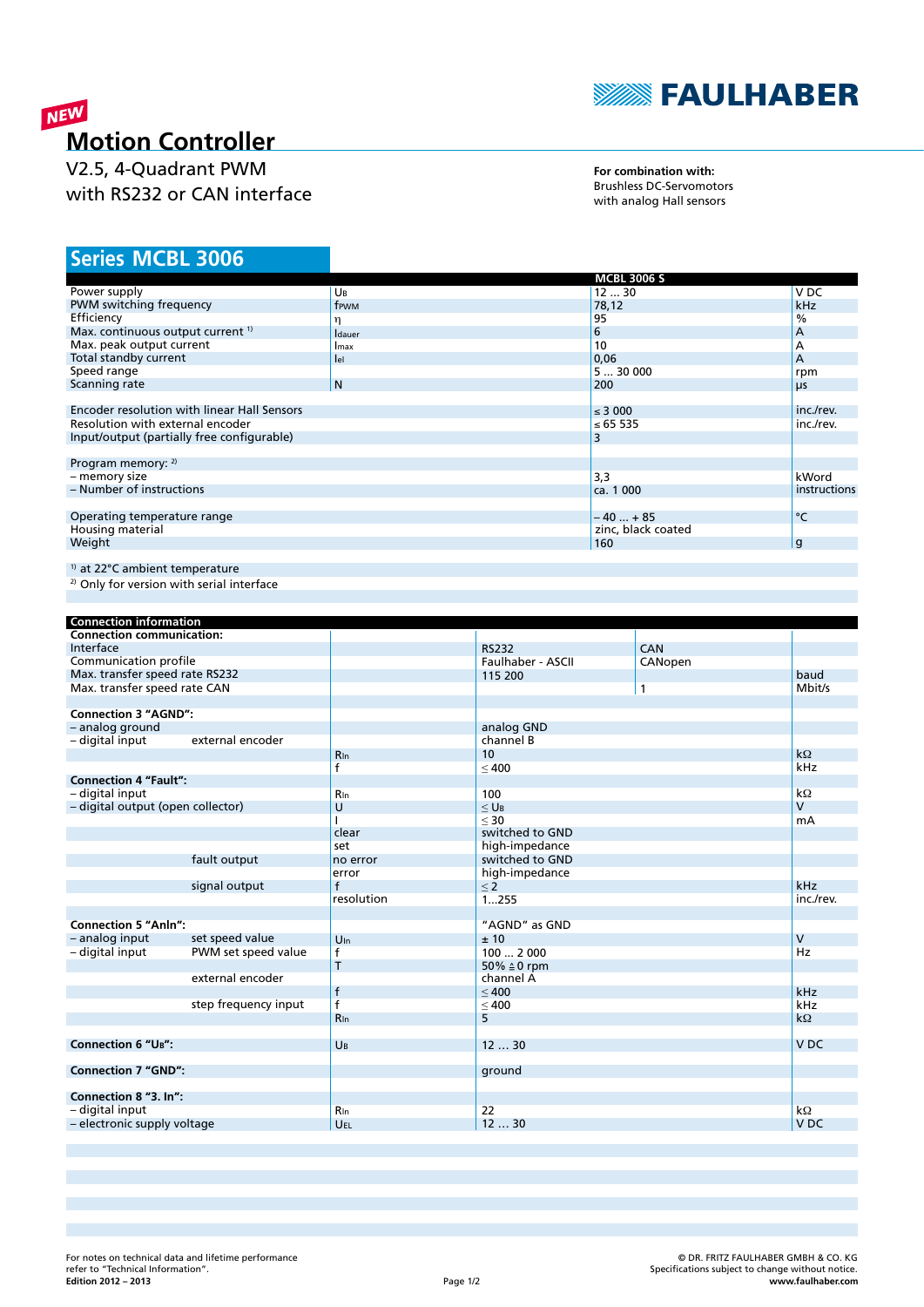NEW

# Motion Controller

V2.5, 4-Quadrant PWM
with RS232 or CAN interface

**For combination with:**
Brushless DC-Servomotors
with analog Hall sensors

## Series MCBL 3006

| | | MCBL 3006 S | |
|---|---|---|---|
| Power supply | $U_B$ | 12 ... 30 | V DC |
| PWM switching frequency | $f_{PWM}$ | 78,12 | kHz |
| Efficiency | η | 95 | % |
| Max. continuous output current [1] | $I_{dauer}$ | 6 | A |
| Max. peak output current | $I_{max}$ | 10 | A |
| Total standby current | $I_{el}$ | 0,06 | A |
| Speed range | | 5 ... 30 000 | rpm |
| Scanning rate | N | 200 | µs |
| | | | |
| Encoder resolution with linear Hall Sensors | | ≤ 3 000 | inc./rev. |
| Resolution with external encoder | | ≤ 65 535 | inc./rev. |
| Input/output (partially free configurable) | | 3 | |
| | | | |
| Program memory: [2] | | | |
| – memory size | | 3,3 | kWord |
| – Number of instructions | | ca. 1 000 | instructions |
| | | | |
| Operating temperature range | | – 40 ... + 85 | °C |
| Housing material | | zinc, black coated | |
| Weight | | 160 | g |

[1] at 22°C ambient temperature
[2] Only for version with serial interface

| Connection information | | | | | |
|---|---|---|---|---|---|
| **Connection communication:** | | | | | |
| Interface | | | RS232 | CAN | |
| Communication profile | | | Faulhaber - ASCII | CANopen | |
| Max. transfer speed rate RS232 | | | 115 200 | | baud |
| Max. transfer speed rate CAN | | | | 1 | Mbit/s |
| | | | | | |
| **Connection 3 "AGND":** | | | | | |
| – analog ground | | | analog GND | | |
| – digital input | external encoder | | channel B | | |
| | | $R_{In}$ | 10 | | kΩ |
| | | f | ≤ 400 | | kHz |
| **Connection 4 "Fault":** | | | | | |
| – digital input | | $R_{In}$ | 100 | | kΩ |
| – digital output (open collector) | | U | ≤ $U_B$ | | V |
| | | I | ≤ 30 | | mA |
| | | clear | switched to GND | | |
| | | set | high-impedance | | |
| | fault output | no error | switched to GND | | |
| | | error | high-impedance | | |
| | signal output | f | ≤ 2 | | kHz |
| | | resolution | 1...255 | | inc./rev. |
| | | | | | |
| **Connection 5 "AnIn":** | | | "AGND" as GND | | |
| – analog input | set speed value | $U_{In}$ | ± 10 | | V |
| – digital input | PWM set speed value | f | 100 ... 2 000 | | Hz |
| | | T | 50% ≙ 0 rpm | | |
| | external encoder | | channel A | | |
| | | f | ≤ 400 | | kHz |
| | step frequency input | f | ≤ 400 | | kHz |
| | | $R_{In}$ | 5 | | kΩ |
| | | | | | |
| **Connection 6 "$U_B$":** | | $U_B$ | 12 ... 30 | | V DC |
| | | | | | |
| **Connection 7 "GND":** | | | ground | | |
| | | | | | |
| **Connection 8 "3. In":** | | | | | |
| – digital input | | $R_{In}$ | 22 | | kΩ |
| – electronic supply voltage | | $U_{EL}$ | 12 ... 30 | | V DC |

For notes on technical data and lifetime performance refer to "Technical Information".
**Edition 2012 – 2013**

© DR. FRITZ FAULHABER GMBH & CO. KG
Specifications subject to change without notice.
**www.faulhaber.com**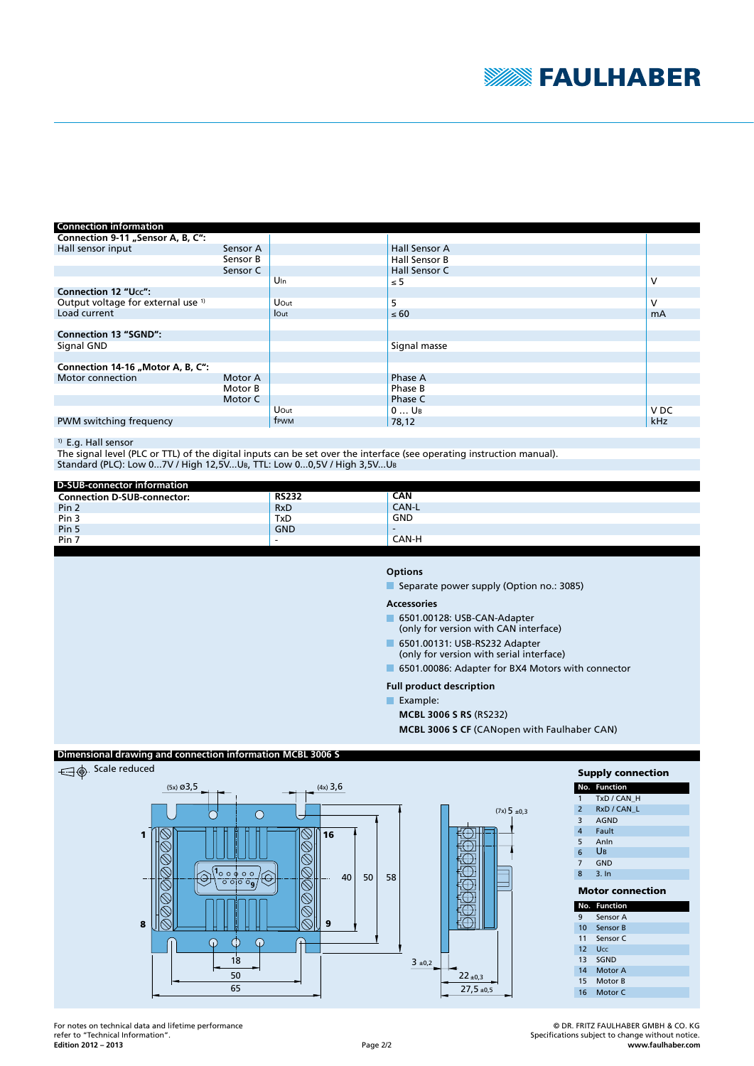## Connection information

| | | | | |
|---|---|---|---|---|
| **Connection 9-11 „Sensor A, B, C“:** | | | | |
| Hall sensor input | Sensor A | | Hall Sensor A | |
| | Sensor B | | Hall Sensor B | |
| | Sensor C | | Hall Sensor C | |
| | | $U_{In}$ | ≤ 5 | V |
| **Connection 12 “$U_{CC}$”:** | | | | |
| Output voltage for external use [1] | | $U_{Out}$ | 5 | V |
| Load current | | $I_{Out}$ | ≤ 60 | mA |
| | | | | |
| **Connection 13 “SGND”:** | | | | |
| Signal GND | | | Signal masse | |
| | | | | |
| **Connection 14-16 „Motor A, B, C“:** | | | | |
| Motor connection | Motor A | | Phase A | |
| | Motor B | | Phase B | |
| | Motor C | | Phase C | |
| | | $U_{Out}$ | 0 … $U_B$ | V DC |
| PWM switching frequency | | $f_{PWM}$ | 78,12 | kHz |

[1] E.g. Hall sensor
The signal level (PLC or TTL) of the digital inputs can be set over the interface (see operating instruction manual).
Standard (PLC): Low 0...7V / High 12,5V...$U_B$, TTL: Low 0...0,5V / High 3,5V...$U_B$

## D-SUB-connector information

| Connection D-SUB-connector: | RS232 | CAN |
|---|---|---|
| Pin 2 | RxD | CAN-L |
| Pin 3 | TxD | GND |
| Pin 5 | GND | - |
| Pin 7 | - | CAN-H |

**Options**

- Separate power supply (Option no.: 3085)

**Accessories**

- 6501.00128: USB-CAN-Adapter
  (only for version with CAN interface)
- 6501.00131: USB-RS232 Adapter
  (only for version with serial interface)
- 6501.00086: Adapter for BX4 Motors with connector

**Full product description**

- Example:
  **MCBL 3006 S RS** (RS232)
  **MCBL 3006 S CF** (CANopen with Faulhaber CAN)

## Dimensional drawing and connection information MCBL 3006 S

Scale reduced

(5x) ø3,5
(4x) 3,6
(7x) 5 ±0,3
1
8
16
9
40
50
58
18
50
65
3 ±0,2
22 ±0,3
27,5 ±0,5

**Supply connection**

| No. | Function |
|---|---|
| 1 | TxD / CAN_H |
| 2 | RxD / CAN_L |
| 3 | AGND |
| 4 | Fault |
| 5 | AnIn |
| 6 | $U_B$ |
| 7 | GND |
| 8 | 3. In |

**Motor connection**

| No. | Function |
|---|---|
| 9 | Sensor A |
| 10 | Sensor B |
| 11 | Sensor C |
| 12 | $U_{CC}$ |
| 13 | SGND |
| 14 | Motor A |
| 15 | Motor B |
| 16 | Motor C |

For notes on technical data and lifetime performance refer to “Technical Information”.
**Edition 2012 – 2013**

© DR. FRITZ FAULHABER GMBH & CO. KG
Specifications subject to change without notice.
**www.faulhaber.com**